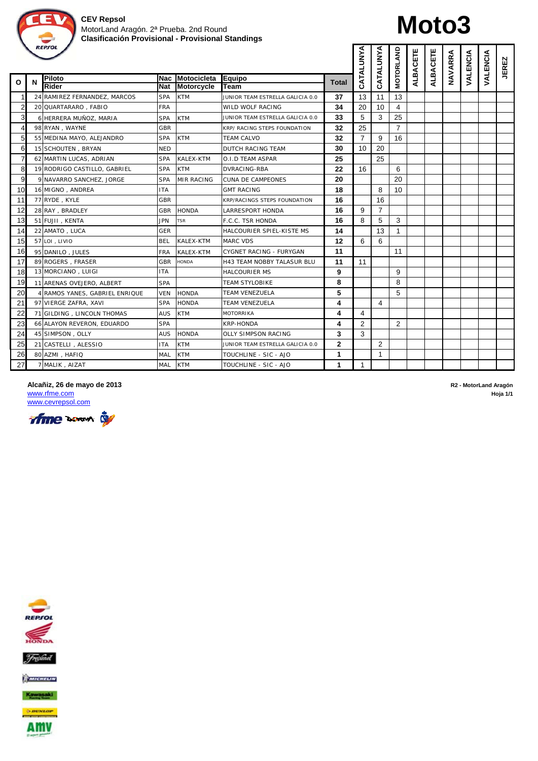**CEV Repsol**
MotorLand Aragón. 2ª Prueba. 2nd Round
**Clasificación Provisional - Provisional Standings**

# Moto3

| O | N | Piloto / Rider | Nac / Nat | Motocicleta / Motorcycle | Equipo / Team | Total | CATALUNYA | CATALUNYA | MOTORLAND | ALBACETE | ALBACETE | NAVARRA | VALENCIA | VALENCIA | JEREZ |
|---|---|---|---|---|---|---|---|---|---|---|---|---|---|---|---|
| 1 | 24 | RAMIREZ FERNANDEZ, MARCOS | SPA | KTM | JUNIOR TEAM ESTRELLA GALICIA 0.0 | 37 | 13 | 11 | 13 | | | | | | |
| 2 | 20 | QUARTARARO , FABIO | FRA | | WILD WOLF RACING | 34 | 20 | 10 | 4 | | | | | | |
| 3 | 6 | HERRERA MUÑOZ, MARIA | SPA | KTM | JUNIOR TEAM ESTRELLA GALICIA 0.0 | 33 | 5 | 3 | 25 | | | | | | |
| 4 | 98 | RYAN , WAYNE | GBR | | KRP/ RACING STEPS FOUNDATION | 32 | 25 | | 7 | | | | | | |
| 5 | 55 | MEDINA MAYO, ALEJANDRO | SPA | KTM | TEAM CALVO | 32 | 7 | 9 | 16 | | | | | | |
| 6 | 15 | SCHOUTEN , BRYAN | NED | | DUTCH RACING TEAM | 30 | 10 | 20 | | | | | | | |
| 7 | 62 | MARTIN LUCAS, ADRIAN | SPA | KALEX-KTM | O.I.D TEAM ASPAR | 25 | | 25 | | | | | | | |
| 8 | 19 | RODRIGO CASTILLO, GABRIEL | SPA | KTM | DVRACING-RBA | 22 | 16 | | 6 | | | | | | |
| 9 | 9 | NAVARRO SANCHEZ, JORGE | SPA | MIR RACING | CUNA DE CAMPEONES | 20 | | | 20 | | | | | | |
| 10 | 16 | MIGNO , ANDREA | ITA | | GMT RACING | 18 | | 8 | 10 | | | | | | |
| 11 | 77 | RYDE , KYLE | GBR | | KRP/RACINGS STEPS FOUNDATION | 16 | | 16 | | | | | | | |
| 12 | 28 | RAY , BRADLEY | GBR | HONDA | LARRESPORT HONDA | 16 | 9 | 7 | | | | | | | |
| 13 | 51 | FUJII , KENTA | JPN | TSR | F.C.C. TSR HONDA | 16 | 8 | 5 | 3 | | | | | | |
| 14 | 22 | AMATO , LUCA | GER | | HALCOURIER SPIEL-KISTE MS | 14 | | 13 | 1 | | | | | | |
| 15 | 57 | LOI , LIVIO | BEL | KALEX-KTM | MARC VDS | 12 | 6 | 6 | | | | | | | |
| 16 | 95 | DANILO , JULES | FRA | KALEX-KTM | CYGNET RACING - FURYGAN | 11 | | | 11 | | | | | | |
| 17 | 89 | ROGERS , FRASER | GBR | HONDA | H43 TEAM NOBBY TALASUR BLU | 11 | 11 | | | | | | | | |
| 18 | 13 | MORCIANO , LUIGI | ITA | | HALCOURIER MS | 9 | | | 9 | | | | | | |
| 19 | 11 | ARENAS OVEJERO, ALBERT | SPA | | TEAM STYLOBIKE | 8 | | | 8 | | | | | | |
| 20 | 4 | RAMOS YANES, GABRIEL ENRIQUE | VEN | HONDA | TEAM VENEZUELA | 5 | | | 5 | | | | | | |
| 21 | 97 | VIERGE ZAFRA, XAVI | SPA | HONDA | TEAM VENEZUELA | 4 | | 4 | | | | | | | |
| 22 | 71 | GILDING , LINCOLN THOMAS | AUS | KTM | MOTORRIKA | 4 | 4 | | | | | | | | |
| 23 | 66 | ALAYON REVERON, EDUARDO | SPA | | KRP-HONDA | 4 | 2 | | 2 | | | | | | |
| 24 | 45 | SIMPSON , OLLY | AUS | HONDA | OLLY SIMPSON RACING | 3 | 3 | | | | | | | | |
| 25 | 21 | CASTELLI , ALESSIO | ITA | KTM | JUNIOR TEAM ESTRELLA GALICIA 0.0 | 2 | | 2 | | | | | | | |
| 26 | 80 | AZMI , HAFIQ | MAL | KTM | TOUCHLINE - SIC - AJO | 1 | | 1 | | | | | | | |
| 27 | 7 | MALIK , AIZAT | MAL | KTM | TOUCHLINE - SIC - AJO | 1 | 1 | | | | | | | | |

**Alcañiz, 26 de mayo de 2013**
www.rfme.com
www.cevrepsol.com

**R2 - MotorLand Aragón**
**Hoja 1/1**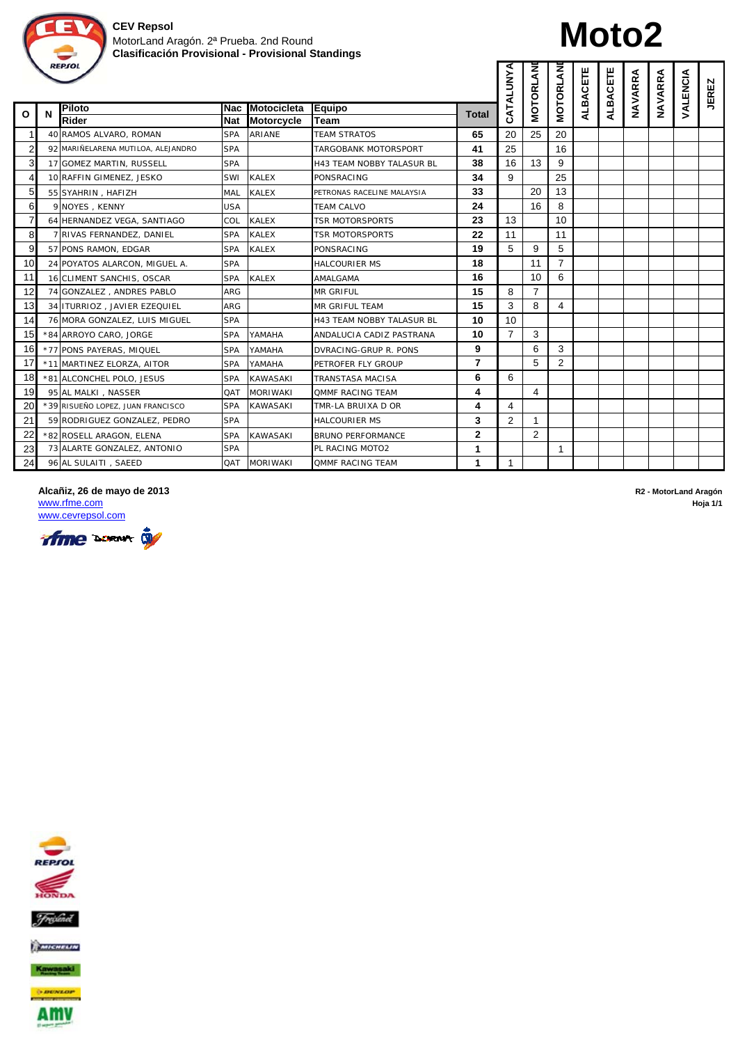CEV Repsol
MotorLand Aragón. 2ª Prueba. 2nd Round
**Clasificación Provisional - Provisional Standings**

# Moto2

| O | N | Piloto / Rider | Nac / Nat | Motocicleta / Motorcycle | Equipo / Team | Total | CATALUNYA | MOTORLAND | MOTORLAND | ALBACETE | ALBACETE | NAVARRA | NAVARRA | VALENCIA | JEREZ |
|---|---|---|---|---|---|---|---|---|---|---|---|---|---|---|---|
| 1 | 40 | RAMOS ALVARO, ROMAN | SPA | ARIANE | TEAM STRATOS | 65 | 20 | 25 | 20 | | | | | | |
| 2 | 92 | MARIÑELARENA MUTILOA, ALEJANDRO | SPA | | TARGOBANK MOTORSPORT | 41 | 25 | | 16 | | | | | | |
| 3 | 17 | GOMEZ MARTIN, RUSSELL | SPA | | H43 TEAM NOBBY TALASUR BL | 38 | 16 | 13 | 9 | | | | | | |
| 4 | 10 | RAFFIN GIMENEZ, JESKO | SWI | KALEX | PONSRACING | 34 | 9 | | 25 | | | | | | |
| 5 | 55 | SYAHRIN , HAFIZH | MAL | KALEX | PETRONAS RACELINE MALAYSIA | 33 | | 20 | 13 | | | | | | |
| 6 | 9 | NOYES , KENNY | USA | | TEAM CALVO | 24 | | 16 | 8 | | | | | | |
| 7 | 64 | HERNANDEZ VEGA, SANTIAGO | COL | KALEX | TSR MOTORSPORTS | 23 | 13 | | 10 | | | | | | |
| 8 | 7 | RIVAS FERNANDEZ, DANIEL | SPA | KALEX | TSR MOTORSPORTS | 22 | 11 | | 11 | | | | | | |
| 9 | 57 | PONS RAMON, EDGAR | SPA | KALEX | PONSRACING | 19 | 5 | 9 | 5 | | | | | | |
| 10 | 24 | POYATOS ALARCON, MIGUEL A. | SPA | | HALCOURIER MS | 18 | | 11 | 7 | | | | | | |
| 11 | 16 | CLIMENT SANCHIS, OSCAR | SPA | KALEX | AMALGAMA | 16 | | 10 | 6 | | | | | | |
| 12 | 74 | GONZALEZ , ANDRES PABLO | ARG | | MR GRIFUL | 15 | 8 | 7 | | | | | | | |
| 13 | 34 | ITURRIOZ , JAVIER EZEQUIEL | ARG | | MR GRIFUL TEAM | 15 | 3 | 8 | 4 | | | | | | |
| 14 | 76 | MORA GONZALEZ, LUIS MIGUEL | SPA | | H43 TEAM NOBBY TALASUR BL | 10 | 10 | | | | | | | | |
| 15 | *84 | ARROYO CARO, JORGE | SPA | YAMAHA | ANDALUCIA CADIZ PASTRANA | 10 | 7 | 3 | | | | | | | |
| 16 | *77 | PONS PAYERAS, MIQUEL | SPA | YAMAHA | DVRACING-GRUP R. PONS | 9 | | 6 | 3 | | | | | | |
| 17 | *11 | MARTINEZ ELORZA, AITOR | SPA | YAMAHA | PETROFER FLY GROUP | 7 | | 5 | 2 | | | | | | |
| 18 | *81 | ALCONCHEL POLO, JESUS | SPA | KAWASAKI | TRANSTASA MACISA | 6 | 6 | | | | | | | | |
| 19 | 95 | AL MALKI , NASSER | QAT | MORIWAKI | QMMF RACING TEAM | 4 | | 4 | | | | | | | |
| 20 | *39 | RISUEÑO LOPEZ, JUAN FRANCISCO | SPA | KAWASAKI | TMR-LA BRUIXA D OR | 4 | 4 | | | | | | | | |
| 21 | 59 | RODRIGUEZ GONZALEZ, PEDRO | SPA | | HALCOURIER MS | 3 | 2 | 1 | | | | | | | |
| 22 | *82 | ROSELL ARAGON, ELENA | SPA | KAWASAKI | BRUNO PERFORMANCE | 2 | | 2 | | | | | | | |
| 23 | 73 | ALARTE GONZALEZ, ANTONIO | SPA | | PL RACING MOTO2 | 1 | | | 1 | | | | | | |
| 24 | 96 | AL SULAITI , SAEED | QAT | MORIWAKI | QMMF RACING TEAM | 1 | 1 | | | | | | | | |

**Alcañiz, 26 de mayo de 2013**
www.rfme.com
www.cevrepsol.com

**R2 - MotorLand Aragón**
**Hoja 1/1**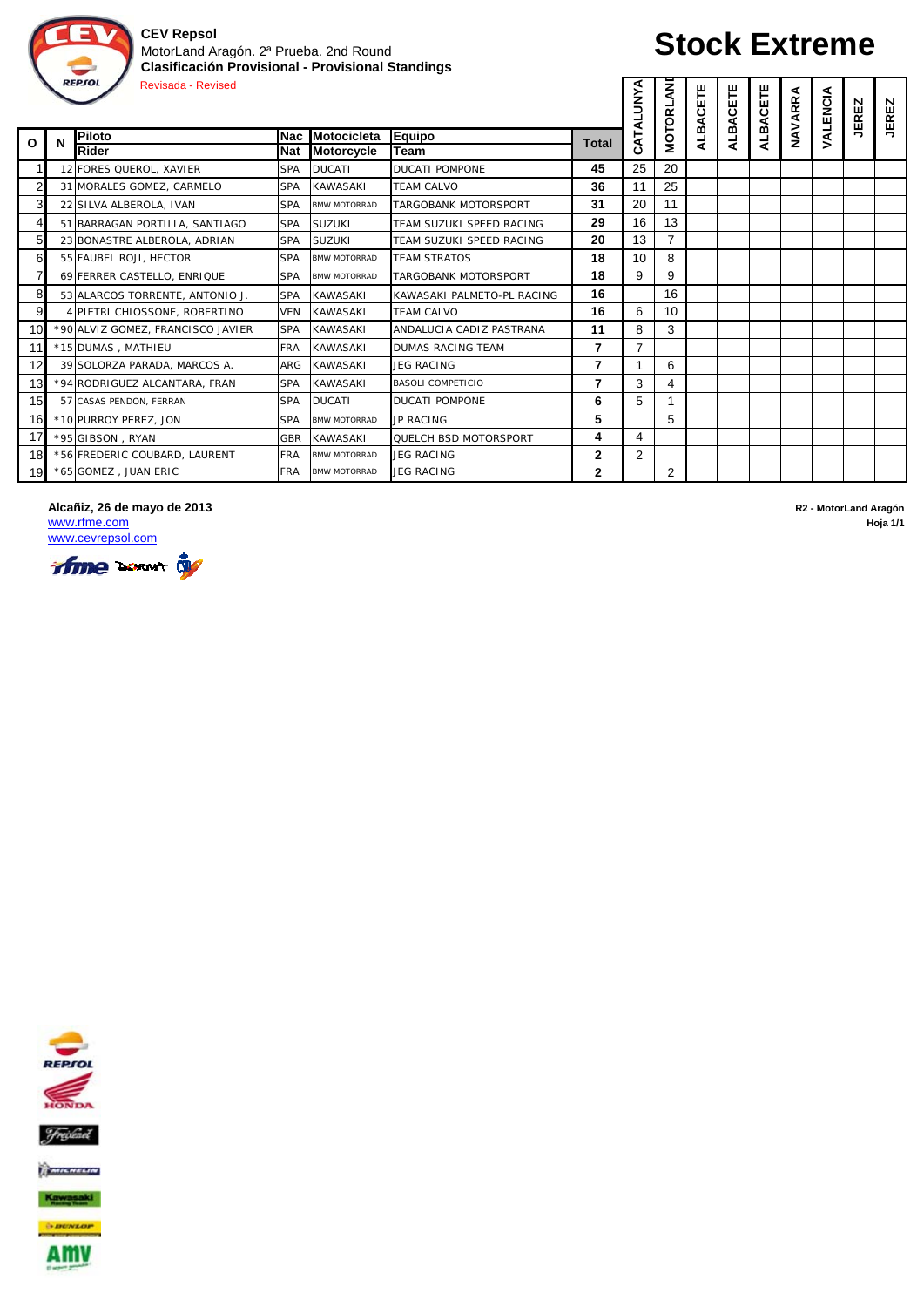**CEV Repsol**
MotorLand Aragón. 2ª Prueba. 2nd Round
**Clasificación Provisional - Provisional Standings**
Revisada - Revised

# Stock Extreme

| O | N | Piloto / Rider | Nac / Nat | Motocicleta / Motorcycle | Equipo / Team | Total | CATALUNYA | MOTORLAND | ALBACETE | ALBACETE | ALBACETE | NAVARRA | VALENCIA | JEREZ | JEREZ |
|---|---|---|---|---|---|---|---|---|---|---|---|---|---|---|---|
| 1 | 12 | FORES QUEROL, XAVIER | SPA | DUCATI | DUCATI POMPONE | **45** | 25 | 20 | | | | | | | |
| 2 | 31 | MORALES GOMEZ, CARMELO | SPA | KAWASAKI | TEAM CALVO | **36** | 11 | 25 | | | | | | | |
| 3 | 22 | SILVA ALBEROLA, IVAN | SPA | BMW MOTORRAD | TARGOBANK MOTORSPORT | **31** | 20 | 11 | | | | | | | |
| 4 | 51 | BARRAGAN PORTILLA, SANTIAGO | SPA | SUZUKI | TEAM SUZUKI SPEED RACING | **29** | 16 | 13 | | | | | | | |
| 5 | 23 | BONASTRE ALBEROLA, ADRIAN | SPA | SUZUKI | TEAM SUZUKI SPEED RACING | **20** | 13 | 7 | | | | | | | |
| 6 | 55 | FAUBEL ROJI, HECTOR | SPA | BMW MOTORRAD | TEAM STRATOS | **18** | 10 | 8 | | | | | | | |
| 7 | 69 | FERRER CASTELLO, ENRIQUE | SPA | BMW MOTORRAD | TARGOBANK MOTORSPORT | **18** | 9 | 9 | | | | | | | |
| 8 | 53 | ALARCOS TORRENTE, ANTONIO J. | SPA | KAWASAKI | KAWASAKI PALMETO-PL RACING | **16** | | 16 | | | | | | | |
| 9 | 4 | PIETRI CHIOSSONE, ROBERTINO | VEN | KAWASAKI | TEAM CALVO | **16** | 6 | 10 | | | | | | | |
| 10 | *90 | ALVIZ GOMEZ, FRANCISCO JAVIER | SPA | KAWASAKI | ANDALUCIA CADIZ PASTRANA | **11** | 8 | 3 | | | | | | | |
| 11 | *15 | DUMAS , MATHIEU | FRA | KAWASAKI | DUMAS RACING TEAM | **7** | 7 | | | | | | | | |
| 12 | 39 | SOLORZA PARADA, MARCOS A. | ARG | KAWASAKI | JEG RACING | **7** | 1 | 6 | | | | | | | |
| 13 | *94 | RODRIGUEZ ALCANTARA, FRAN | SPA | KAWASAKI | BASOLI COMPETICIO | **7** | 3 | 4 | | | | | | | |
| 15 | 57 | CASAS PENDON, FERRAN | SPA | DUCATI | DUCATI POMPONE | **6** | 5 | 1 | | | | | | | |
| 16 | *10 | PURROY PEREZ, JON | SPA | BMW MOTORRAD | JP RACING | **5** | | 5 | | | | | | | |
| 17 | *95 | GIBSON , RYAN | GBR | KAWASAKI | QUELCH BSD MOTORSPORT | **4** | 4 | | | | | | | | |
| 18 | *56 | FREDERIC COUBARD, LAURENT | FRA | BMW MOTORRAD | JEG RACING | **2** | 2 | | | | | | | | |
| 19 | *65 | GOMEZ , JUAN ERIC | FRA | BMW MOTORRAD | JEG RACING | **2** | | 2 | | | | | | | |

**Alcañiz, 26 de mayo de 2013**
www.rfme.com
www.cevrepsol.com

**R2 - MotorLand Aragón**
**Hoja 1/1**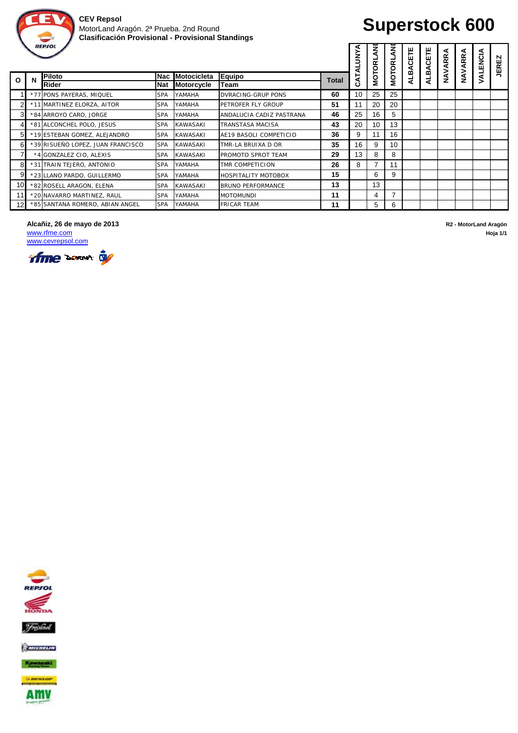**CEV Repsol**
MotorLand Aragón. 2ª Prueba. 2nd Round
**Clasificación Provisional - Provisional Standings**

# Superstock 600

| O | N | Piloto / Rider | Nac / Nat | Motocicleta / Motorcycle | Equipo / Team | Total | CATALUNYA | MOTORLAND | MOTORLAND | ALBACETE | ALBACETE | NAVARRA | NAVARRA | VALENCIA | JEREZ |
|---|---|---|---|---|---|---|---|---|---|---|---|---|---|---|---|
| 1 | *77 | PONS PAYERAS, MIQUEL | SPA | YAMAHA | DVRACING-GRUP PONS | 60 | 10 | 25 | 25 | | | | | | |
| 2 | *11 | MARTINEZ ELORZA, AITOR | SPA | YAMAHA | PETROFER FLY GROUP | 51 | 11 | 20 | 20 | | | | | | |
| 3 | *84 | ARROYO CARO, JORGE | SPA | YAMAHA | ANDALUCIA CADIZ PASTRANA | 46 | 25 | 16 | 5 | | | | | | |
| 4 | *81 | ALCONCHEL POLO, JESUS | SPA | KAWASAKI | TRANSTASA MACISA | 43 | 20 | 10 | 13 | | | | | | |
| 5 | *19 | ESTEBAN GOMEZ, ALEJANDRO | SPA | KAWASAKI | AE19 BASOLI COMPETICIO | 36 | 9 | 11 | 16 | | | | | | |
| 6 | *39 | RISUEÑO LOPEZ, JUAN FRANCISCO | SPA | KAWASAKI | TMR-LA BRUIXA D OR | 35 | 16 | 9 | 10 | | | | | | |
| 7 | *4 | GONZALEZ CIO, ALEXIS | SPA | KAWASAKI | PROMOTO SPROT TEAM | 29 | 13 | 8 | 8 | | | | | | |
| 8 | *31 | TRAIN TEJERO, ANTONIO | SPA | YAMAHA | TMR COMPETICION | 26 | 8 | 7 | 11 | | | | | | |
| 9 | *23 | LLANO PARDO, GUILLERMO | SPA | YAMAHA | HOSPITALITY MOTOBOX | 15 | | 6 | 9 | | | | | | |
| 10 | *82 | ROSELL ARAGON, ELENA | SPA | KAWASAKI | BRUNO PERFORMANCE | 13 | | 13 | | | | | | | |
| 11 | *20 | NAVARRO MARTINEZ, RAUL | SPA | YAMAHA | MOTOMUNDI | 11 | | 4 | 7 | | | | | | |
| 12 | *85 | SANTANA ROMERO, ABIAN ANGEL | SPA | YAMAHA | FRICAR TEAM | 11 | | 5 | 6 | | | | | | |

**Alcañiz, 26 de mayo de 2013**
www.rfme.com
www.cevrepsol.com

**R2 - MotorLand Aragón**
**Hoja 1/1**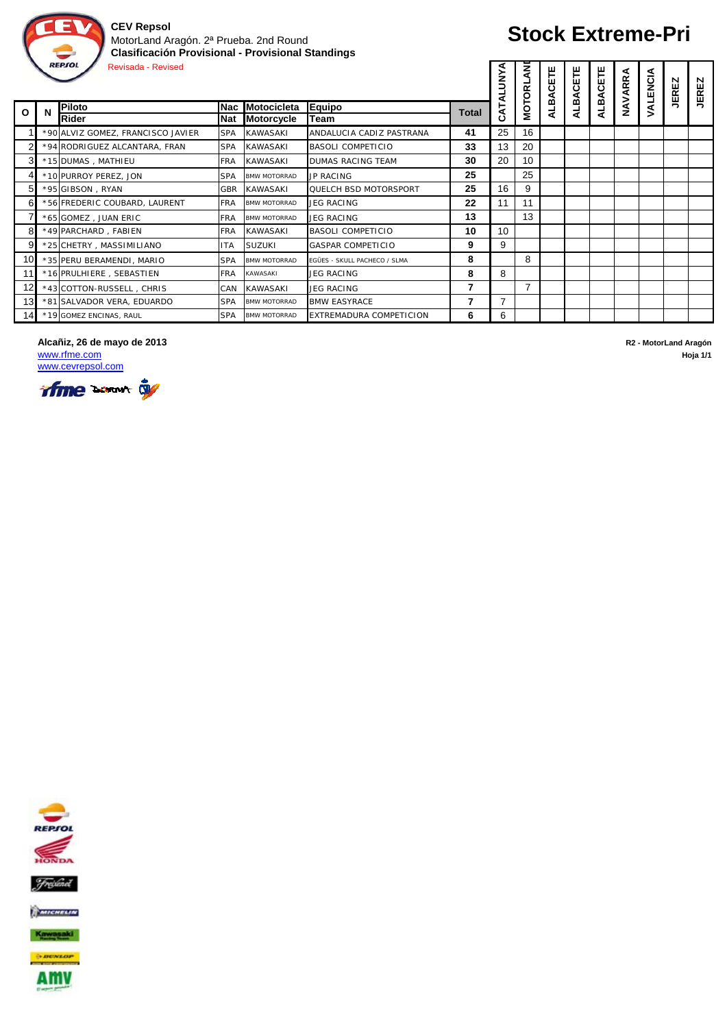**CEV Repsol**
MotorLand Aragón. 2ª Prueba. 2nd Round
**Clasificación Provisional - Provisional Standings**
Revisada - Revised

# Stock Extreme-Pri

| O | N | Piloto / Rider | Nac / Nat | Motocicleta / Motorcycle | Equipo / Team | Total | CATALUNYA | MOTORLAND | ALBACETE | ALBACETE | ALBACETE | NAVARRA | VALENCIA | JEREZ | JEREZ |
|---|---|---|---|---|---|---|---|---|---|---|---|---|---|---|---|
| 1 | *90 | ALVIZ GOMEZ, FRANCISCO JAVIER | SPA | KAWASAKI | ANDALUCIA CADIZ PASTRANA | 41 | 25 | 16 | | | | | | | |
| 2 | *94 | RODRIGUEZ ALCANTARA, FRAN | SPA | KAWASAKI | BASOLI COMPETICIO | 33 | 13 | 20 | | | | | | | |
| 3 | *15 | DUMAS , MATHIEU | FRA | KAWASAKI | DUMAS RACING TEAM | 30 | 20 | 10 | | | | | | | |
| 4 | *10 | PURROY PEREZ, JON | SPA | BMW MOTORRAD | JP RACING | 25 | | 25 | | | | | | | |
| 5 | *95 | GIBSON , RYAN | GBR | KAWASAKI | QUELCH BSD MOTORSPORT | 25 | 16 | 9 | | | | | | | |
| 6 | *56 | FREDERIC COUBARD, LAURENT | FRA | BMW MOTORRAD | JEG RACING | 22 | 11 | 11 | | | | | | | |
| 7 | *65 | GOMEZ , JUAN ERIC | FRA | BMW MOTORRAD | JEG RACING | 13 | | 13 | | | | | | | |
| 8 | *49 | PARCHARD , FABIEN | FRA | KAWASAKI | BASOLI COMPETICIO | 10 | 10 | | | | | | | | |
| 9 | *25 | CHETRY , MASSIMILIANO | ITA | SUZUKI | GASPAR COMPETICIO | 9 | 9 | | | | | | | | |
| 10 | *35 | PERU BERAMENDI, MARIO | SPA | BMW MOTORRAD | EGÜES - SKULL PACHECO / SLMA | 8 | | 8 | | | | | | | |
| 11 | *16 | PRULHIERE , SEBASTIEN | FRA | KAWASAKI | JEG RACING | 8 | 8 | | | | | | | | |
| 12 | *43 | COTTON-RUSSELL , CHRIS | CAN | KAWASAKI | JEG RACING | 7 | | 7 | | | | | | | |
| 13 | *81 | SALVADOR VERA, EDUARDO | SPA | BMW MOTORRAD | BMW EASYRACE | 7 | 7 | | | | | | | | |
| 14 | *19 | GOMEZ ENCINAS, RAUL | SPA | BMW MOTORRAD | EXTREMADURA COMPETICION | 6 | 6 | | | | | | | | |

**Alcañiz, 26 de mayo de 2013**
www.rfme.com
www.cevrepsol.com

**R2 - MotorLand Aragón**
**Hoja 1/1**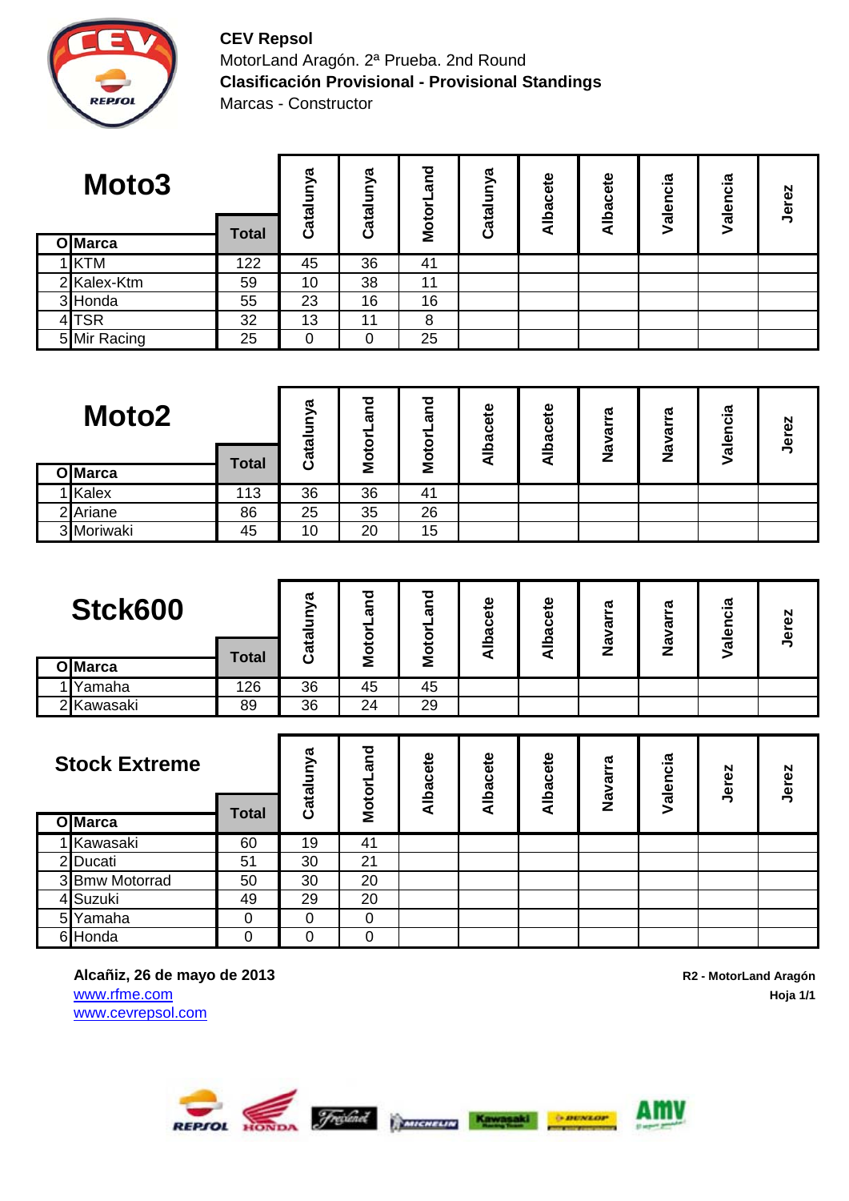**CEV Repsol**
MotorLand Aragón. 2ª Prueba. 2nd Round
**Clasificación Provisional - Provisional Standings**
Marcas - Constructor

## Moto3

| O | Marca | Total | Catalunya | Catalunya | MotorLand | Catalunya | Albacete | Albacete | Valencia | Valencia | Jerez |
|---|---|---|---|---|---|---|---|---|---|---|---|
| 1 | KTM | 122 | 45 | 36 | 41 | | | | | | |
| 2 | Kalex-Ktm | 59 | 10 | 38 | 11 | | | | | | |
| 3 | Honda | 55 | 23 | 16 | 16 | | | | | | |
| 4 | TSR | 32 | 13 | 11 | 8 | | | | | | |
| 5 | Mir Racing | 25 | 0 | 0 | 25 | | | | | | |

## Moto2

| O | Marca | Total | Catalunya | MotorLand | MotorLand | Albacete | Albacete | Navarra | Navarra | Valencia | Jerez |
|---|---|---|---|---|---|---|---|---|---|---|---|
| 1 | Kalex | 113 | 36 | 36 | 41 | | | | | | |
| 2 | Ariane | 86 | 25 | 35 | 26 | | | | | | |
| 3 | Moriwaki | 45 | 10 | 20 | 15 | | | | | | |

## Stck600

| O | Marca | Total | Catalunya | MotorLand | MotorLand | Albacete | Albacete | Navarra | Navarra | Valencia | Jerez |
|---|---|---|---|---|---|---|---|---|---|---|---|
| 1 | Yamaha | 126 | 36 | 45 | 45 | | | | | | |
| 2 | Kawasaki | 89 | 36 | 24 | 29 | | | | | | |

## Stock Extreme

| O | Marca | Total | Catalunya | MotorLand | Albacete | Albacete | Albacete | Navarra | Valencia | Jerez | Jerez |
|---|---|---|---|---|---|---|---|---|---|---|---|
| 1 | Kawasaki | 60 | 19 | 41 | | | | | | | |
| 2 | Ducati | 51 | 30 | 21 | | | | | | | |
| 3 | Bmw Motorrad | 50 | 30 | 20 | | | | | | | |
| 4 | Suzuki | 49 | 29 | 20 | | | | | | | |
| 5 | Yamaha | 0 | 0 | 0 | | | | | | | |
| 6 | Honda | 0 | 0 | 0 | | | | | | | |

**Alcañiz, 26 de mayo de 2013**
www.rfme.com
www.cevrepsol.com

**R2 - MotorLand Aragón**
**Hoja 1/1**